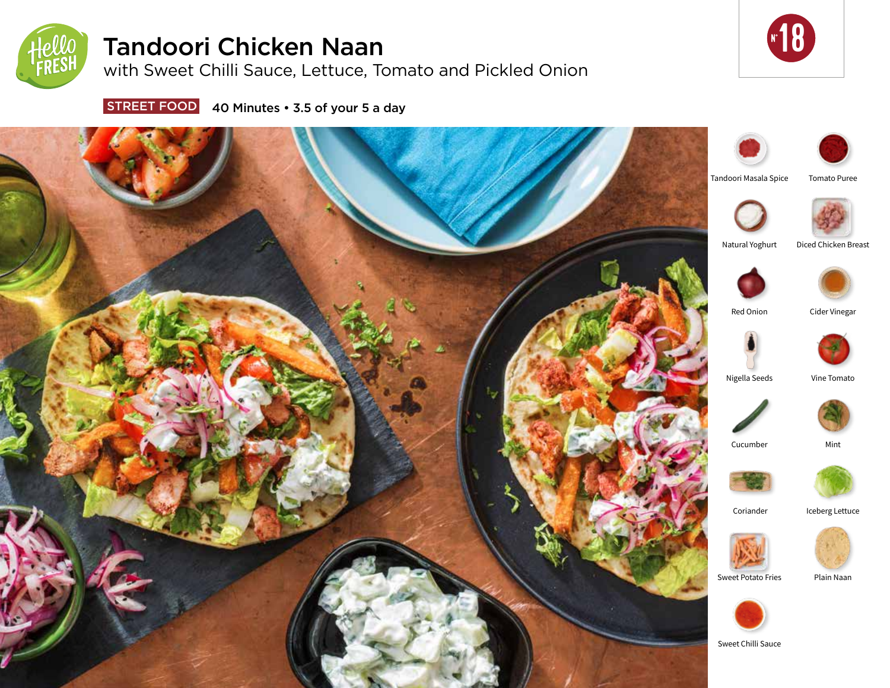# Tandoori Chicken Naan

## with Sweet Chilli Sauce, Lettuce, Tomato and Pickled Onion

N° 18

**STREET FOOD** 40 Minutes • 3.5 of your 5 a day

- Tandoori Masala Spice
- Tomato Puree
- Natural Yoghurt
- Diced Chicken Breast
- Red Onion
- Cider Vinegar
- Nigella Seeds
- Vine Tomato
- Cucumber
- Mint
- Coriander
- Iceberg Lettuce
- Sweet Potato Fries
- Plain Naan
- Sweet Chilli Sauce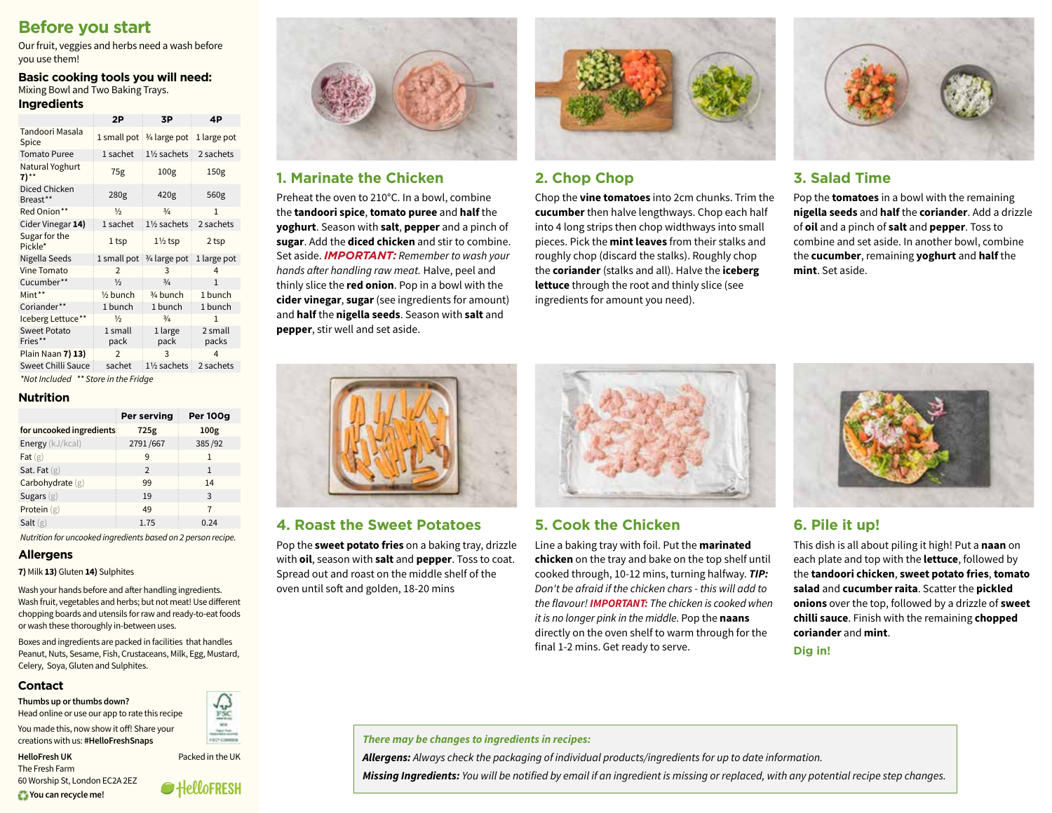## Before you start

Our fruit, veggies and herbs need a wash before you use them!

### Basic cooking tools you will need:

Mixing Bowl and Two Baking Trays.

### Ingredients

| | 2P | 3P | 4P |
|---|---|---|---|
| Tandoori Masala Spice | 1 small pot | ¾ large pot | 1 large pot |
| Tomato Puree | 1 sachet | 1½ sachets | 2 sachets |
| Natural Yoghurt **7)**** | 75g | 100g | 150g |
| Diced Chicken Breast** | 280g | 420g | 560g |
| Red Onion** | ½ | ¾ | 1 |
| Cider Vinegar **14)** | 1 sachet | 1½ sachets | 2 sachets |
| Sugar for the Pickle* | 1 tsp | 1½ tsp | 2 tsp |
| Nigella Seeds | 1 small pot | ¾ large pot | 1 large pot |
| Vine Tomato | 2 | 3 | 4 |
| Cucumber** | ½ | ¾ | 1 |
| Mint** | ½ bunch | ¾ bunch | 1 bunch |
| Coriander** | 1 bunch | 1 bunch | 1 bunch |
| Iceberg Lettuce** | ½ | ¾ | 1 |
| Sweet Potato Fries** | 1 small pack | 1 large pack | 2 small packs |
| Plain Naan **7) 13)** | 2 | 3 | 4 |
| Sweet Chilli Sauce | sachet | 1½ sachets | 2 sachets |

*\*Not Included \*\* Store in the Fridge*

### Nutrition

| | Per serving | Per 100g |
|---|---|---|
| **for uncooked ingredients** | **725g** | **100g** |
| Energy (kJ/kcal) | 2791 /667 | 385 /92 |
| Fat (g) | 9 | 1 |
| Sat. Fat (g) | 2 | 1 |
| Carbohydrate (g) | 99 | 14 |
| Sugars (g) | 19 | 3 |
| Protein (g) | 49 | 7 |
| Salt (g) | 1.75 | 0.24 |

*Nutrition for uncooked ingredients based on 2 person recipe.*

### Allergens

**7)** Milk **13)** Gluten **14)** Sulphites

Wash your hands before and after handling ingredients. Wash fruit, vegetables and herbs; but not meat! Use different chopping boards and utensils for raw and ready-to-eat foods or wash these thoroughly in-between uses.

Boxes and ingredients are packed in facilities that handles Peanut, Nuts, Sesame, Fish, Crustaceans, Milk, Egg, Mustard, Celery, Soya, Gluten and Sulphites.

### Contact

**Thumbs up or thumbs down?**
Head online or use our app to rate this recipe

You made this, now show it off! Share your creations with us: **#HelloFreshSnaps**

**HelloFresh UK**
The Fresh Farm
60 Worship St, London EC2A 2EZ

Packed in the UK

**You can recycle me!**

## 1. Marinate the Chicken

Preheat the oven to 210°C. In a bowl, combine the **tandoori spice**, **tomato puree** and **half** the **yoghurt**. Season with **salt**, **pepper** and a pinch of **sugar**. Add the **diced chicken** and stir to combine. Set aside. ***IMPORTANT:*** *Remember to wash your hands after handling raw meat.* Halve, peel and thinly slice the **red onion**. Pop in a bowl with the **cider vinegar**, **sugar** (see ingredients for amount) and **half** the **nigella seeds**. Season with **salt** and **pepper**, stir well and set aside.

## 2. Chop Chop

Chop the **vine tomatoes** into 2cm chunks. Trim the **cucumber** then halve lengthways. Chop each half into 4 long strips then chop widthways into small pieces. Pick the **mint leaves** from their stalks and roughly chop (discard the stalks). Roughly chop the **coriander** (stalks and all). Halve the **iceberg lettuce** through the root and thinly slice (see ingredients for amount you need).

## 3. Salad Time

Pop the **tomatoes** in a bowl with the remaining **nigella seeds** and **half** the **coriander**. Add a drizzle of **oil** and a pinch of **salt** and **pepper**. Toss to combine and set aside. In another bowl, combine the **cucumber**, remaining **yoghurt** and **half** the **mint**. Set aside.

## 4. Roast the Sweet Potatoes

Pop the **sweet potato fries** on a baking tray, drizzle with **oil**, season with **salt** and **pepper**. Toss to coat. Spread out and roast on the middle shelf of the oven until soft and golden, 18-20 mins

## 5. Cook the Chicken

Line a baking tray with foil. Put the **marinated chicken** on the tray and bake on the top shelf until cooked through, 10-12 mins, turning halfway. ***TIP:*** *Don't be afraid if the chicken chars - this will add to the flavour!* ***IMPORTANT:*** *The chicken is cooked when it is no longer pink in the middle.* Pop the **naans** directly on the oven shelf to warm through for the final 1-2 mins. Get ready to serve.

## 6. Pile it up!

This dish is all about piling it high! Put a **naan** on each plate and top with the **lettuce**, followed by the **tandoori chicken**, **sweet potato fries**, **tomato salad** and **cucumber raita**. Scatter the **pickled onions** over the top, followed by a drizzle of **sweet chilli sauce**. Finish with the remaining **chopped coriander** and **mint**.

**Dig in!**

***There may be changes to ingredients in recipes:***

***Allergens:*** *Always check the packaging of individual products/ingredients for up to date information.*

***Missing Ingredients:*** *You will be notified by email if an ingredient is missing or replaced, with any potential recipe step changes.*